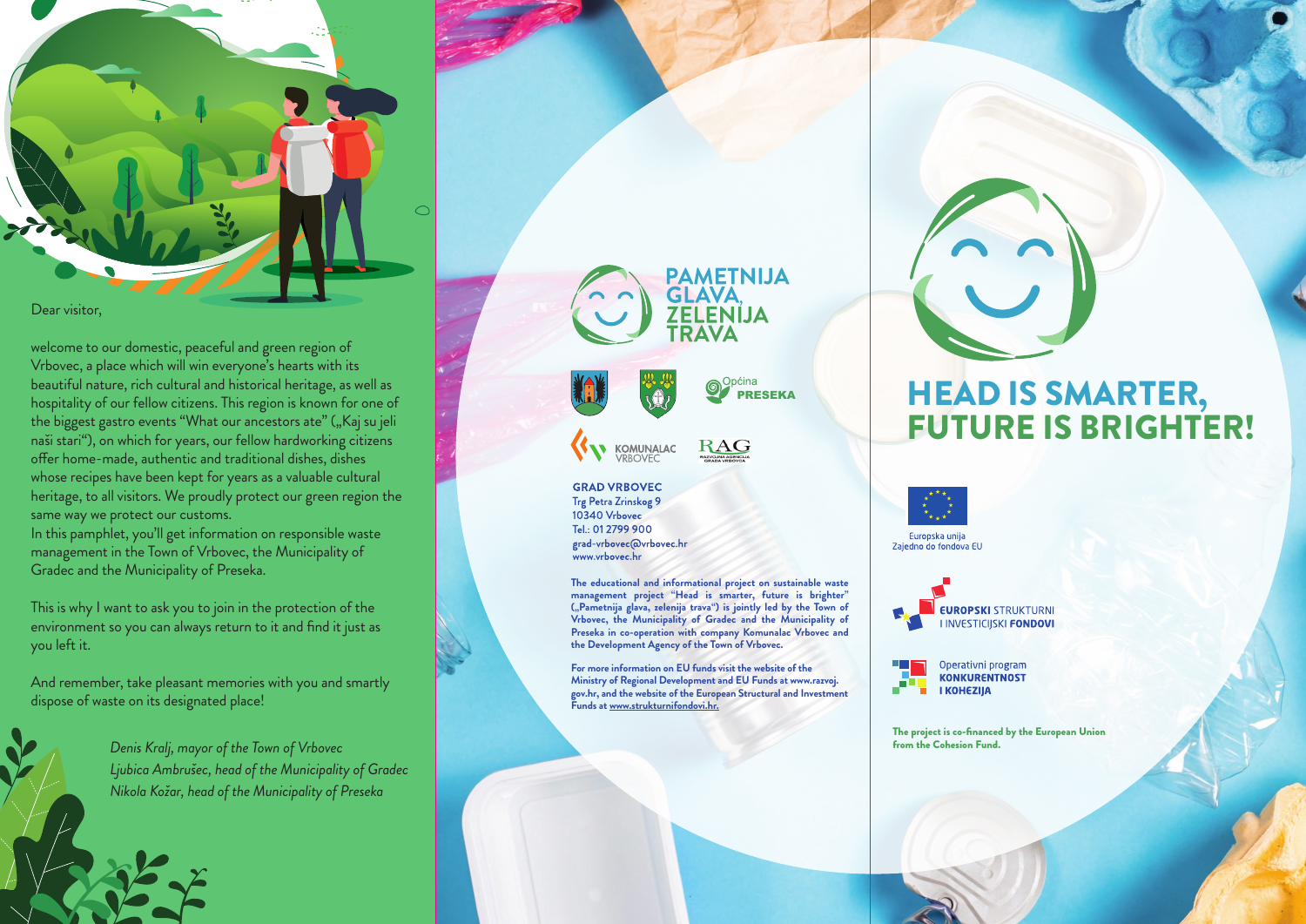Dear visitor,

welcome to our domestic, peaceful and green region of Vrbovec, a place which will win everyone's hearts with its beautiful nature, rich cultural and historical heritage, as well as hospitality of our fellow citizens. This region is known for one of the biggest gastro events "What our ancestors ate" („Kaj su jeli naši stari"), on which for years, our fellow hardworking citizens offer home-made, authentic and traditional dishes, dishes whose recipes have been kept for years as a valuable cultural heritage, to all visitors. We proudly protect our green region the same way we protect our customs.
In this pamphlet, you'll get information on responsible waste management in the Town of Vrbovec, the Municipality of Gradec and the Municipality of Preseka.

This is why I want to ask you to join in the protection of the environment so you can always return to it and find it just as you left it.

And remember, take pleasant memories with you and smartly dispose of waste on its designated place!

*Denis Kralj, mayor of the Town of Vrbovec*
*Ljubica Ambrušec, head of the Municipality of Gradec*
*Nikola Kožar, head of the Municipality of Preseka*

**PAMETNIJA GLAVA, ZELENIJA TRAVA**

Općina PRESEKA

KOMUNALAC VRBOVEC

RAG RAZVOJNA AGENCIJA GRADA VRBOVCA

**GRAD VRBOVEC**
Trg Petra Zrinskog 9
10340 Vrbovec
Tel.: 01 2799 900
grad-vrbovec@vrbovec.hr
www.vrbovec.hr

**The educational and informational project on sustainable waste management project "Head is smarter, future is brighter" („Pametnija glava, zelenija trava") is jointly led by the Town of Vrbovec, the Municipality of Gradec and the Municipality of Preseka in co-operation with company Komunalac Vrbovec and the Development Agency of the Town of Vrbovec.**

**For more information on EU funds visit the website of the Ministry of Regional Development and EU Funds at www.razvoj.gov.hr, and the website of the European Structural and Investment Funds at www.strukturnifondovi.hr.**

# HEAD IS SMARTER, FUTURE IS BRIGHTER!

Europska unija
Zajedno do fondova EU

**EUROPSKI** STRUKTURNI I INVESTICIJSKI **FONDOVI**

Operativni program
**KONKURENTNOST I KOHEZIJA**

**The project is co-financed by the European Union from the Cohesion Fund.**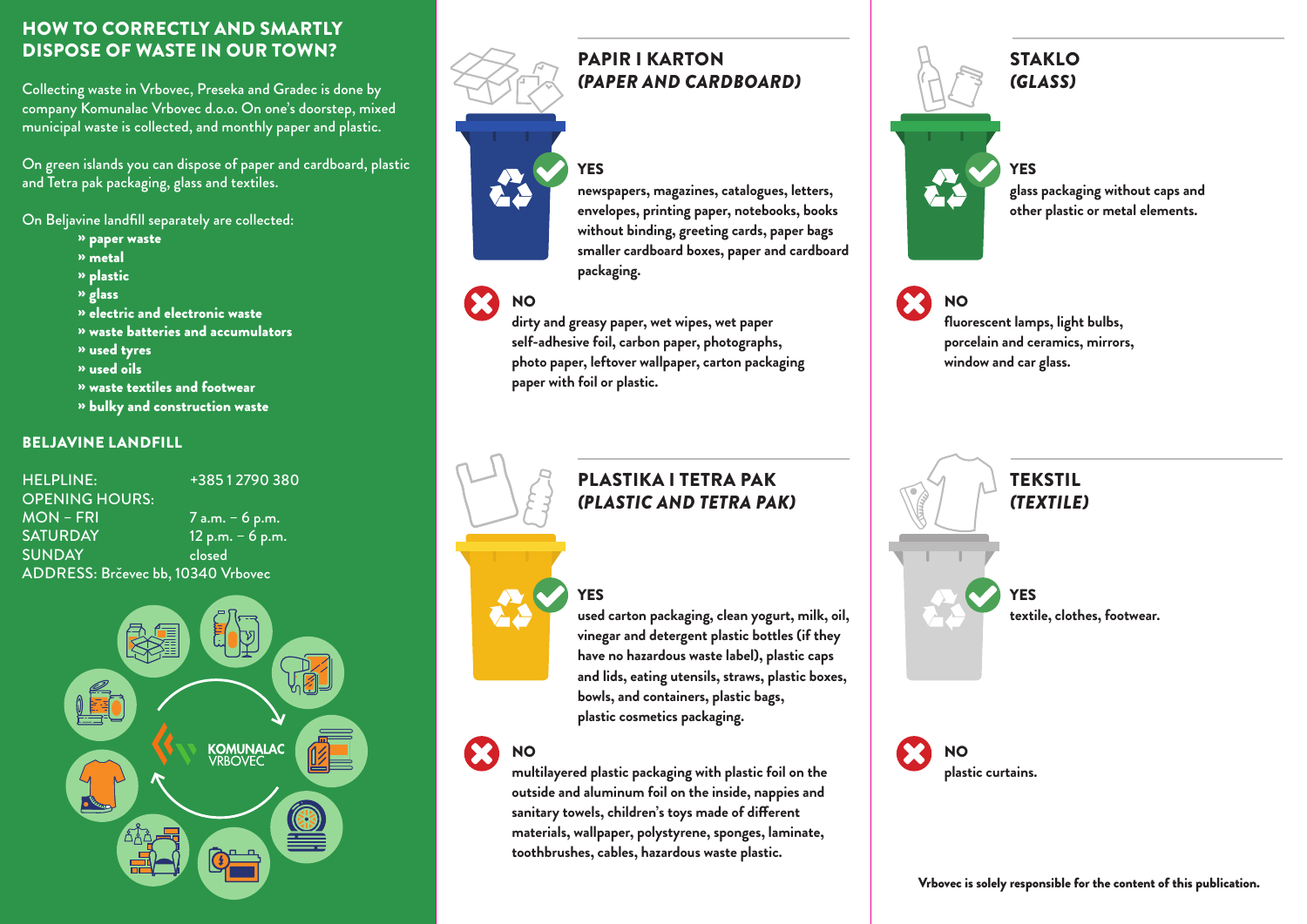## HOW TO CORRECTLY AND SMARTLY DISPOSE OF WASTE IN OUR TOWN?

Collecting waste in Vrbovec, Preseka and Gradec is done by company Komunalac Vrbovec d.o.o. On one's doorstep, mixed municipal waste is collected, and monthly paper and plastic.

On green islands you can dispose of paper and cardboard, plastic and Tetra pak packaging, glass and textiles.

On Beljavine landfill separately are collected:

- **paper waste**
- **metal**
- **plastic**
- **glass**
- **electric and electronic waste**
- **waste batteries and accumulators**
- **used tyres**
- **used oils**
- **waste textiles and footwear**
- **bulky and construction waste**

### BELJAVINE LANDFILL

HELPLINE: +385 1 2790 380

OPENING HOURS:

MON – FRI 7 a.m. – 6 p.m.

SATURDAY 12 p.m. – 6 p.m.

SUNDAY closed

ADDRESS: Brčevec bb, 10340 Vrbovec

KOMUNALAC VRBOVEC

## PAPIR I KARTON *(PAPER AND CARDBOARD)*

**YES**

**newspapers, magazines, catalogues, letters, envelopes, printing paper, notebooks, books without binding, greeting cards, paper bags smaller cardboard boxes, paper and cardboard packaging.**

**NO**

**dirty and greasy paper, wet wipes, wet paper self-adhesive foil, carbon paper, photographs, photo paper, leftover wallpaper, carton packaging paper with foil or plastic.**

## STAKLO *(GLASS)*

**YES**

**glass packaging without caps and other plastic or metal elements.**

**NO**

**fluorescent lamps, light bulbs, porcelain and ceramics, mirrors, window and car glass.**

## PLASTIKA I TETRA PAK *(PLASTIC AND TETRA PAK)*

**YES**

**used carton packaging, clean yogurt, milk, oil, vinegar and detergent plastic bottles (if they have no hazardous waste label), plastic caps and lids, eating utensils, straws, plastic boxes, bowls, and containers, plastic bags, plastic cosmetics packaging.**

**NO**

**multilayered plastic packaging with plastic foil on the outside and aluminum foil on the inside, nappies and sanitary towels, children's toys made of different materials, wallpaper, polystyrene, sponges, laminate, toothbrushes, cables, hazardous waste plastic.**

## TEKSTIL *(TEXTILE)*

**YES**

**textile, clothes, footwear.**

**NO**

**plastic curtains.**

**Vrbovec is solely responsible for the content of this publication.**